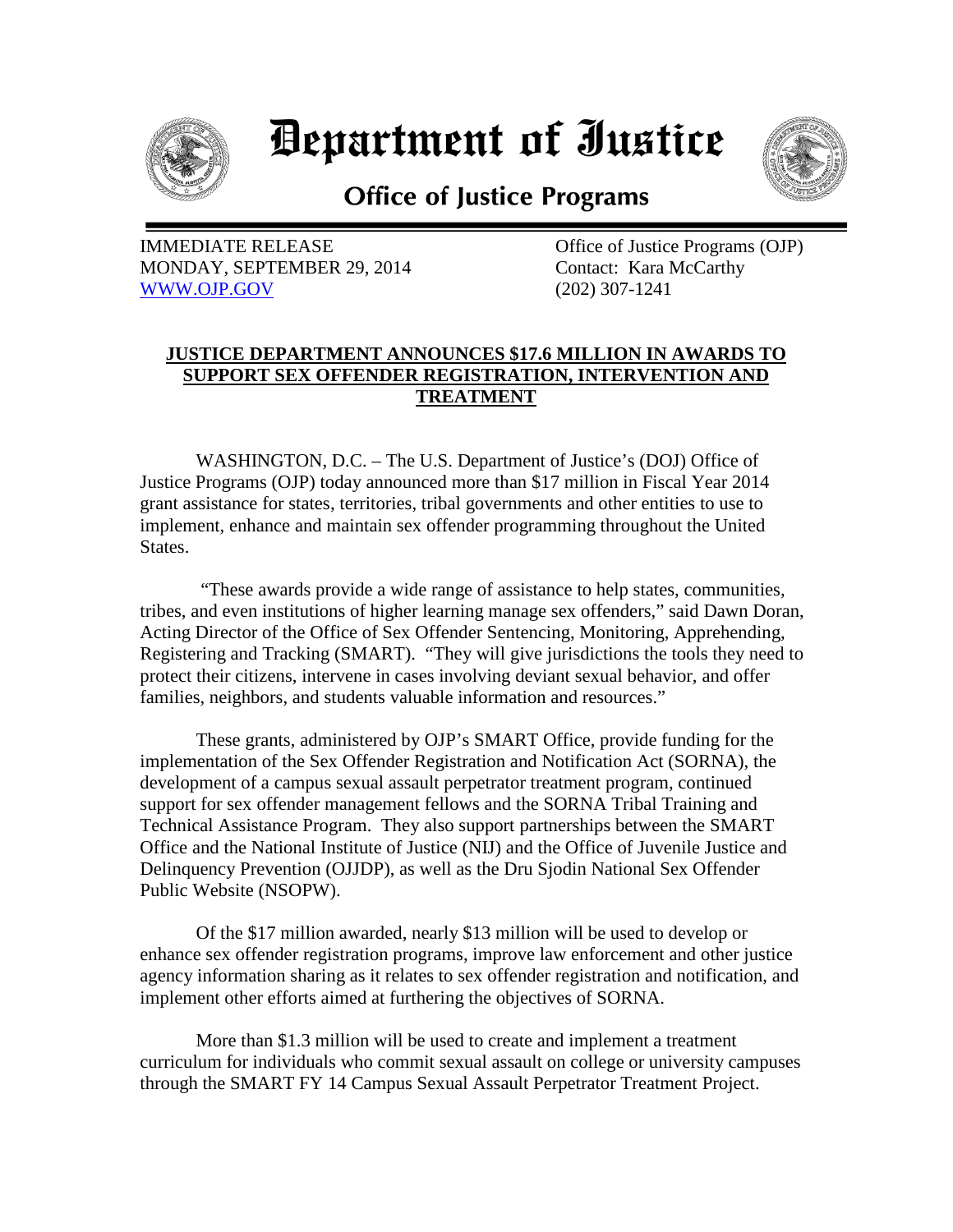# Department of Justice

## Office of Justice Programs

IMMEDIATE RELEASE
MONDAY, SEPTEMBER 29, 2014
WWW.OJP.GOV

Office of Justice Programs (OJP)
Contact: Kara McCarthy
(202) 307-1241

**JUSTICE DEPARTMENT ANNOUNCES $17.6 MILLION IN AWARDS TO SUPPORT SEX OFFENDER REGISTRATION, INTERVENTION AND TREATMENT**

WASHINGTON, D.C. – The U.S. Department of Justice's (DOJ) Office of Justice Programs (OJP) today announced more than $17 million in Fiscal Year 2014 grant assistance for states, territories, tribal governments and other entities to use to implement, enhance and maintain sex offender programming throughout the United States.

"These awards provide a wide range of assistance to help states, communities, tribes, and even institutions of higher learning manage sex offenders," said Dawn Doran, Acting Director of the Office of Sex Offender Sentencing, Monitoring, Apprehending, Registering and Tracking (SMART). "They will give jurisdictions the tools they need to protect their citizens, intervene in cases involving deviant sexual behavior, and offer families, neighbors, and students valuable information and resources."

These grants, administered by OJP's SMART Office, provide funding for the implementation of the Sex Offender Registration and Notification Act (SORNA), the development of a campus sexual assault perpetrator treatment program, continued support for sex offender management fellows and the SORNA Tribal Training and Technical Assistance Program. They also support partnerships between the SMART Office and the National Institute of Justice (NIJ) and the Office of Juvenile Justice and Delinquency Prevention (OJJDP), as well as the Dru Sjodin National Sex Offender Public Website (NSOPW).

Of the $17 million awarded, nearly $13 million will be used to develop or enhance sex offender registration programs, improve law enforcement and other justice agency information sharing as it relates to sex offender registration and notification, and implement other efforts aimed at furthering the objectives of SORNA.

More than $1.3 million will be used to create and implement a treatment curriculum for individuals who commit sexual assault on college or university campuses through the SMART FY 14 Campus Sexual Assault Perpetrator Treatment Project.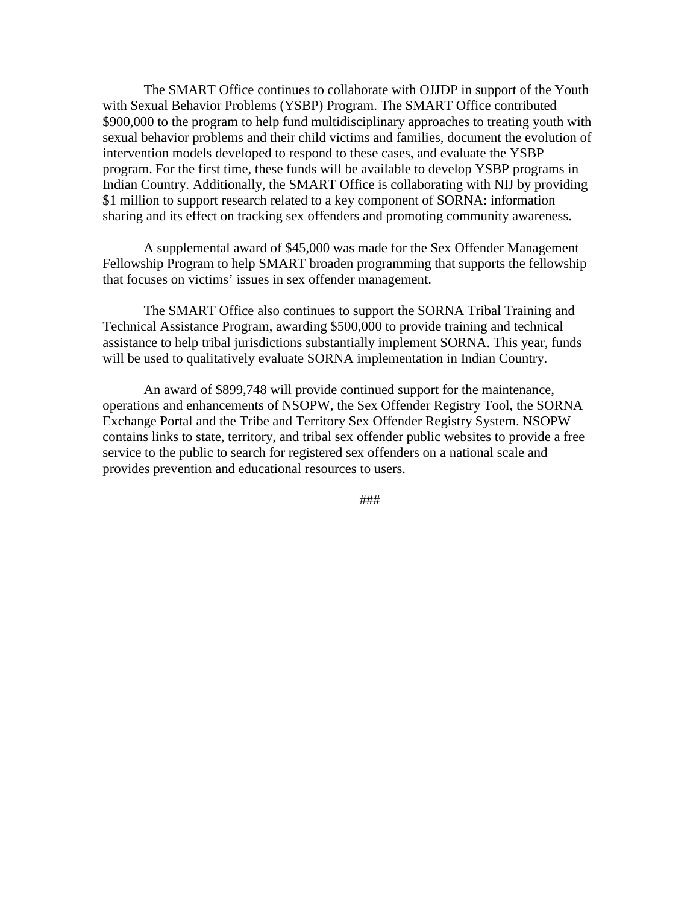The SMART Office continues to collaborate with OJJDP in support of the Youth with Sexual Behavior Problems (YSBP) Program. The SMART Office contributed $900,000 to the program to help fund multidisciplinary approaches to treating youth with sexual behavior problems and their child victims and families, document the evolution of intervention models developed to respond to these cases, and evaluate the YSBP program. For the first time, these funds will be available to develop YSBP programs in Indian Country. Additionally, the SMART Office is collaborating with NIJ by providing $1 million to support research related to a key component of SORNA: information sharing and its effect on tracking sex offenders and promoting community awareness.

A supplemental award of $45,000 was made for the Sex Offender Management Fellowship Program to help SMART broaden programming that supports the fellowship that focuses on victims' issues in sex offender management.

The SMART Office also continues to support the SORNA Tribal Training and Technical Assistance Program, awarding $500,000 to provide training and technical assistance to help tribal jurisdictions substantially implement SORNA. This year, funds will be used to qualitatively evaluate SORNA implementation in Indian Country.

An award of $899,748 will provide continued support for the maintenance, operations and enhancements of NSOPW, the Sex Offender Registry Tool, the SORNA Exchange Portal and the Tribe and Territory Sex Offender Registry System. NSOPW contains links to state, territory, and tribal sex offender public websites to provide a free service to the public to search for registered sex offenders on a national scale and provides prevention and educational resources to users.

###